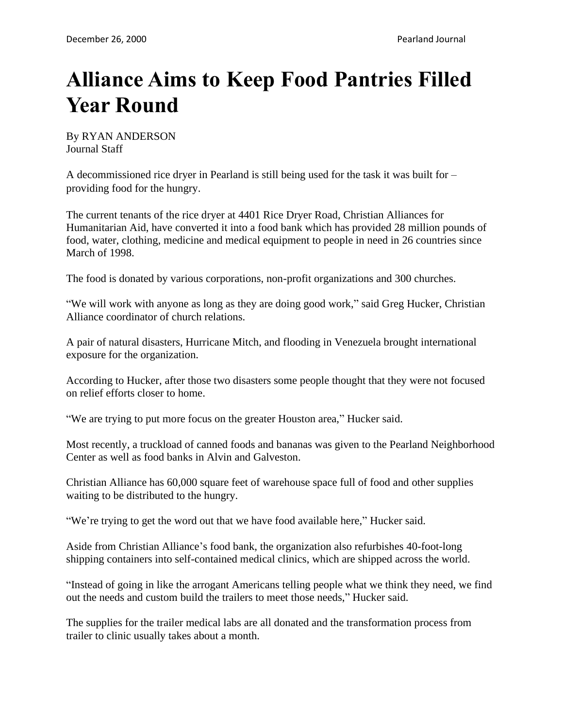December 26, 2000 Pearland Journal

# Alliance Aims to Keep Food Pantries Filled Year Round

By RYAN ANDERSON
Journal Staff

A decommissioned rice dryer in Pearland is still being used for the task it was built for – providing food for the hungry.

The current tenants of the rice dryer at 4401 Rice Dryer Road, Christian Alliances for Humanitarian Aid, have converted it into a food bank which has provided 28 million pounds of food, water, clothing, medicine and medical equipment to people in need in 26 countries since March of 1998.

The food is donated by various corporations, non-profit organizations and 300 churches.

“We will work with anyone as long as they are doing good work,” said Greg Hucker, Christian Alliance coordinator of church relations.

A pair of natural disasters, Hurricane Mitch, and flooding in Venezuela brought international exposure for the organization.

According to Hucker, after those two disasters some people thought that they were not focused on relief efforts closer to home.

“We are trying to put more focus on the greater Houston area,” Hucker said.

Most recently, a truckload of canned foods and bananas was given to the Pearland Neighborhood Center as well as food banks in Alvin and Galveston.

Christian Alliance has 60,000 square feet of warehouse space full of food and other supplies waiting to be distributed to the hungry.

“We’re trying to get the word out that we have food available here,” Hucker said.

Aside from Christian Alliance’s food bank, the organization also refurbishes 40-foot-long shipping containers into self-contained medical clinics, which are shipped across the world.

“Instead of going in like the arrogant Americans telling people what we think they need, we find out the needs and custom build the trailers to meet those needs,” Hucker said.

The supplies for the trailer medical labs are all donated and the transformation process from trailer to clinic usually takes about a month.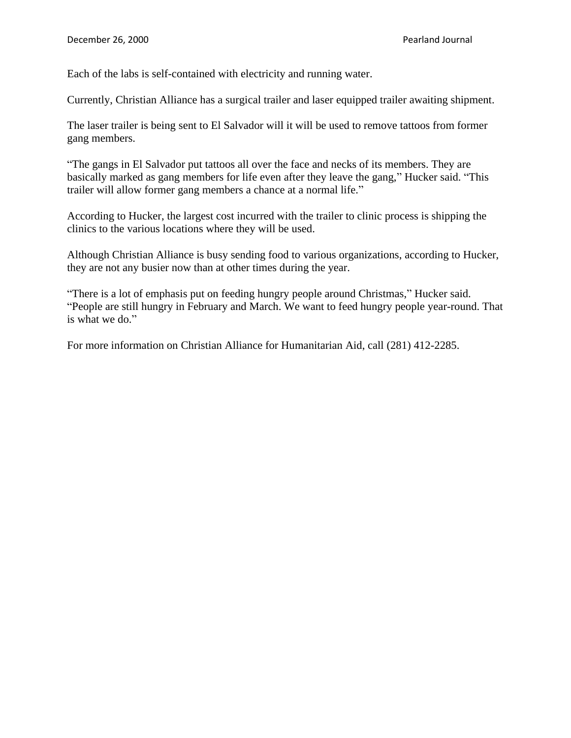Each of the labs is self-contained with electricity and running water.

Currently, Christian Alliance has a surgical trailer and laser equipped trailer awaiting shipment.

The laser trailer is being sent to El Salvador will it will be used to remove tattoos from former gang members.

“The gangs in El Salvador put tattoos all over the face and necks of its members. They are basically marked as gang members for life even after they leave the gang,” Hucker said. “This trailer will allow former gang members a chance at a normal life.”

According to Hucker, the largest cost incurred with the trailer to clinic process is shipping the clinics to the various locations where they will be used.

Although Christian Alliance is busy sending food to various organizations, according to Hucker, they are not any busier now than at other times during the year.

“There is a lot of emphasis put on feeding hungry people around Christmas,” Hucker said. “People are still hungry in February and March. We want to feed hungry people year-round. That is what we do.”

For more information on Christian Alliance for Humanitarian Aid, call (281) 412-2285.